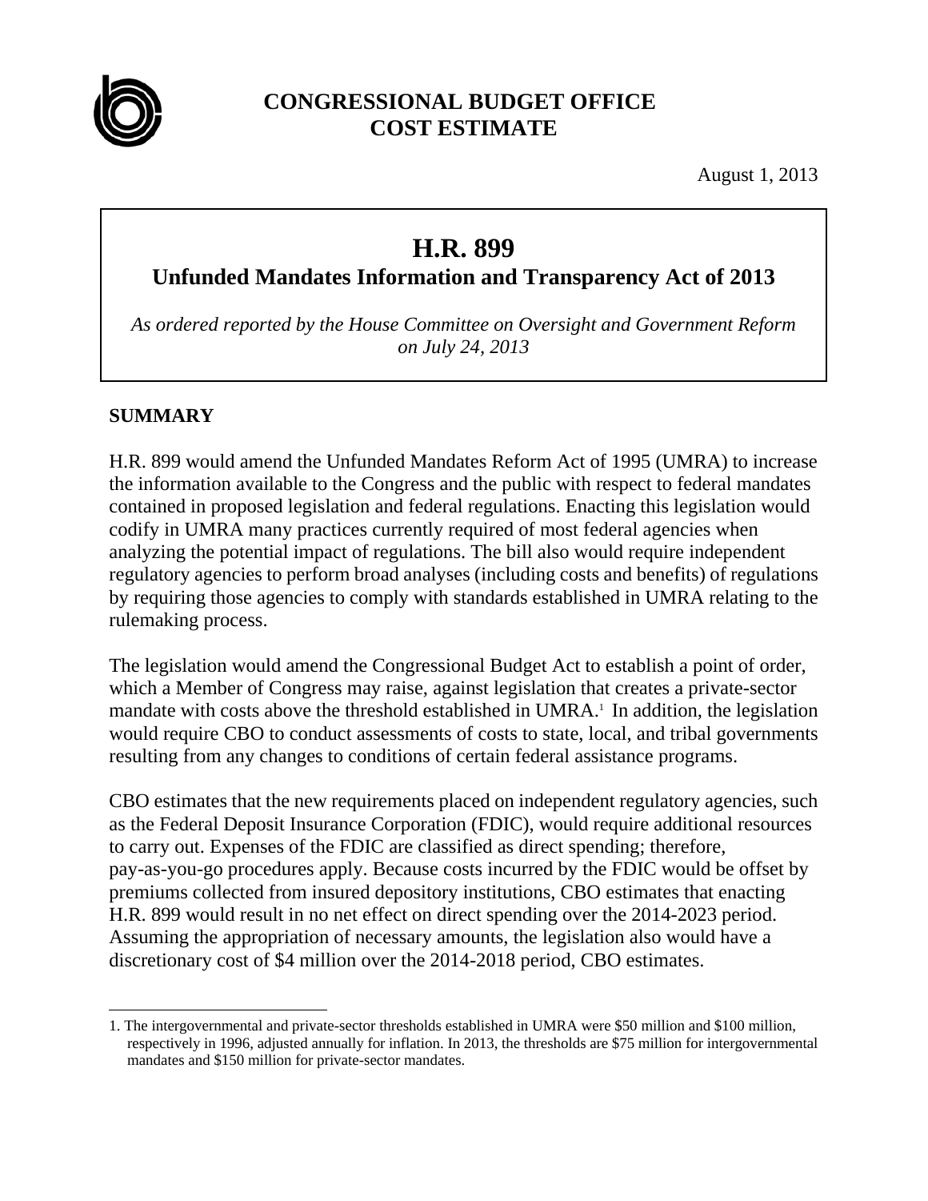**CONGRESSIONAL BUDGET OFFICE**
**COST ESTIMATE**

August 1, 2013

# H.R. 899

## Unfended Mandates Information and Transparency Act of 2013

*As ordered reported by the House Committee on Oversight and Government Reform on July 24, 2013*

## SUMMARY

H.R. 899 would amend the Unfunded Mandates Reform Act of 1995 (UMRA) to increase the information available to the Congress and the public with respect to federal mandates contained in proposed legislation and federal regulations. Enacting this legislation would codify in UMRA many practices currently required of most federal agencies when analyzing the potential impact of regulations. The bill also would require independent regulatory agencies to perform broad analyses (including costs and benefits) of regulations by requiring those agencies to comply with standards established in UMRA relating to the rulemaking process.

The legislation would amend the Congressional Budget Act to establish a point of order, which a Member of Congress may raise, against legislation that creates a private-sector mandate with costs above the threshold established in UMRA.[1] In addition, the legislation would require CBO to conduct assessments of costs to state, local, and tribal governments resulting from any changes to conditions of certain federal assistance programs.

CBO estimates that the new requirements placed on independent regulatory agencies, such as the Federal Deposit Insurance Corporation (FDIC), would require additional resources to carry out. Expenses of the FDIC are classified as direct spending; therefore, pay-as-you-go procedures apply. Because costs incurred by the FDIC would be offset by premiums collected from insured depository institutions, CBO estimates that enacting H.R. 899 would result in no net effect on direct spending over the 2014-2023 period. Assuming the appropriation of necessary amounts, the legislation also would have a discretionary cost of $4 million over the 2014-2018 period, CBO estimates.

---

1. The intergovernmental and private-sector thresholds established in UMRA were $50 million and $100 million, respectively in 1996, adjusted annually for inflation. In 2013, the thresholds are $75 million for intergovernmental mandates and $150 million for private-sector mandates.

**CONGRESSIONAL BUDGET OFFICE**
**COST ESTIMATE**

August 1, 2013

# H.R. 899

## Unfunded Mandates Information and Transparency Act of 2013

*As ordered reported by the House Committee on Oversight and Government Reform on July 24, 2013*

## SUMMARY

H.R. 899 would amend the Unfunded Mandates Reform Act of 1995 (UMRA) to increase the information available to the Congress and the public with respect to federal mandates contained in proposed legislation and federal regulations. Enacting this legislation would codify in UMRA many practices currently required of most federal agencies when analyzing the potential impact of regulations. The bill also would require independent regulatory agencies to perform broad analyses (including costs and benefits) of regulations by requiring those agencies to comply with standards established in UMRA relating to the rulemaking process.

The legislation would amend the Congressional Budget Act to establish a point of order, which a Member of Congress may raise, against legislation that creates a private-sector mandate with costs above the threshold established in UMRA.[1] In addition, the legislation would require CBO to conduct assessments of costs to state, local, and tribal governments resulting from any changes to conditions of certain federal assistance programs.

CBO estimates that the new requirements placed on independent regulatory agencies, such as the Federal Deposit Insurance Corporation (FDIC), would require additional resources to carry out. Expenses of the FDIC are classified as direct spending; therefore, pay-as-you-go procedures apply. Because costs incurred by the FDIC would be offset by premiums collected from insured depository institutions, CBO estimates that enacting H.R. 899 would result in no net effect on direct spending over the 2014-2023 period. Assuming the appropriation of necessary amounts, the legislation also would have a discretionary cost of $4 million over the 2014-2018 period, CBO estimates.

---

1. The intergovernmental and private-sector thresholds established in UMRA were $50 million and $100 million, respectively in 1996, adjusted annually for inflation. In 2013, the thresholds are $75 million for intergovernmental mandates and $150 million for private-sector mandates.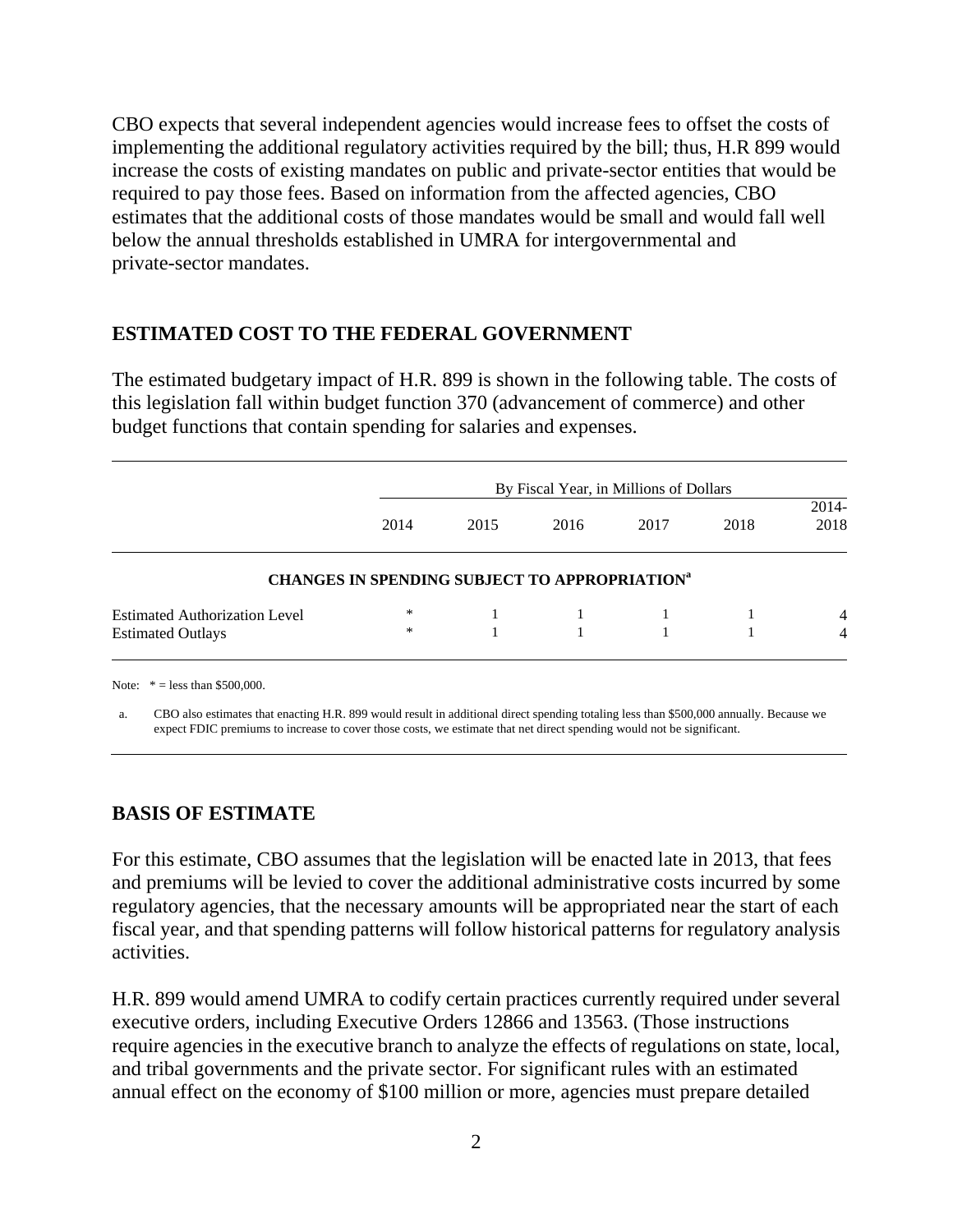CBO expects that several independent agencies would increase fees to offset the costs of implementing the additional regulatory activities required by the bill; thus, H.R 899 would increase the costs of existing mandates on public and private-sector entities that would be required to pay those fees. Based on information from the affected agencies, CBO estimates that the additional costs of those mandates would be small and would fall well below the annual thresholds established in UMRA for intergovernmental and private-sector mandates.

## ESTIMATED COST TO THE FEDERAL GOVERNMENT

The estimated budgetary impact of H.R. 899 is shown in the following table. The costs of this legislation fall within budget function 370 (advancement of commerce) and other budget functions that contain spending for salaries and expenses.

| | By Fiscal Year, in Millions of Dollars | | | | | |
|---|---|---|---|---|---|---|
| | 2014 | 2015 | 2016 | 2017 | 2018 | 2014-2018 |
| **CHANGES IN SPENDING SUBJECT TO APPROPRIATION[a]** | | | | | | |
| Estimated Authorization Level | * | 1 | 1 | 1 | 1 | 4 |
| Estimated Outlays | * | 1 | 1 | 1 | 1 | 4 |

Note: * = less than $500,000.

a. CBO also estimates that enacting H.R. 899 would result in additional direct spending totaling less than $500,000 annually. Because we expect FDIC premiums to increase to cover those costs, we estimate that net direct spending would not be significant.

## BASIS OF ESTIMATE

For this estimate, CBO assumes that the legislation will be enacted late in 2013, that fees and premiums will be levied to cover the additional administrative costs incurred by some regulatory agencies, that the necessary amounts will be appropriated near the start of each fiscal year, and that spending patterns will follow historical patterns for regulatory analysis activities.

H.R. 899 would amend UMRA to codify certain practices currently required under several executive orders, including Executive Orders 12866 and 13563. (Those instructions require agencies in the executive branch to analyze the effects of regulations on state, local, and tribal governments and the private sector. For significant rules with an estimated annual effect on the economy of $100 million or more, agencies must prepare detailed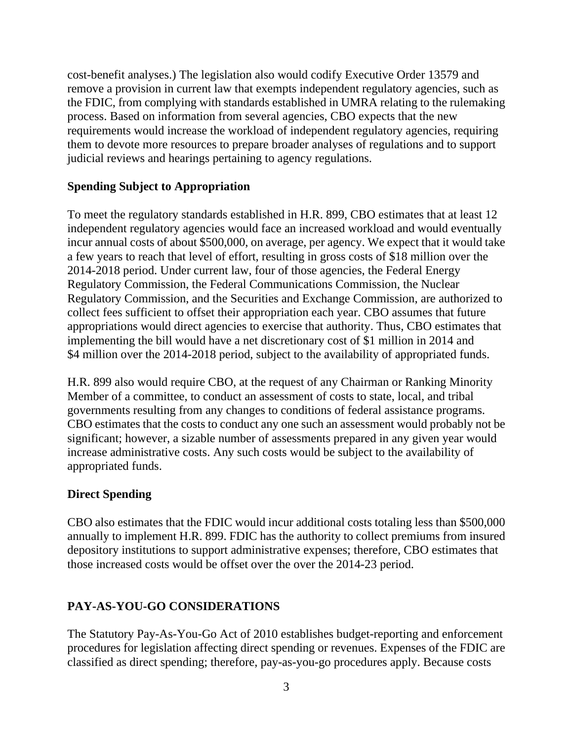cost-benefit analyses.) The legislation also would codify Executive Order 13579 and remove a provision in current law that exempts independent regulatory agencies, such as the FDIC, from complying with standards established in UMRA relating to the rulemaking process. Based on information from several agencies, CBO expects that the new requirements would increase the workload of independent regulatory agencies, requiring them to devote more resources to prepare broader analyses of regulations and to support judicial reviews and hearings pertaining to agency regulations.

### Spending Subject to Appropriation

To meet the regulatory standards established in H.R. 899, CBO estimates that at least 12 independent regulatory agencies would face an increased workload and would eventually incur annual costs of about $500,000, on average, per agency. We expect that it would take a few years to reach that level of effort, resulting in gross costs of $18 million over the 2014-2018 period. Under current law, four of those agencies, the Federal Energy Regulatory Commission, the Federal Communications Commission, the Nuclear Regulatory Commission, and the Securities and Exchange Commission, are authorized to collect fees sufficient to offset their appropriation each year. CBO assumes that future appropriations would direct agencies to exercise that authority. Thus, CBO estimates that implementing the bill would have a net discretionary cost of $1 million in 2014 and $4 million over the 2014-2018 period, subject to the availability of appropriated funds.

H.R. 899 also would require CBO, at the request of any Chairman or Ranking Minority Member of a committee, to conduct an assessment of costs to state, local, and tribal governments resulting from any changes to conditions of federal assistance programs. CBO estimates that the costs to conduct any one such an assessment would probably not be significant; however, a sizable number of assessments prepared in any given year would increase administrative costs. Any such costs would be subject to the availability of appropriated funds.

### Direct Spending

CBO also estimates that the FDIC would incur additional costs totaling less than $500,000 annually to implement H.R. 899. FDIC has the authority to collect premiums from insured depository institutions to support administrative expenses; therefore, CBO estimates that those increased costs would be offset over the over the 2014-23 period.

## PAY-AS-YOU-GO CONSIDERATIONS

The Statutory Pay-As-You-Go Act of 2010 establishes budget-reporting and enforcement procedures for legislation affecting direct spending or revenues. Expenses of the FDIC are classified as direct spending; therefore, pay-as-you-go procedures apply. Because costs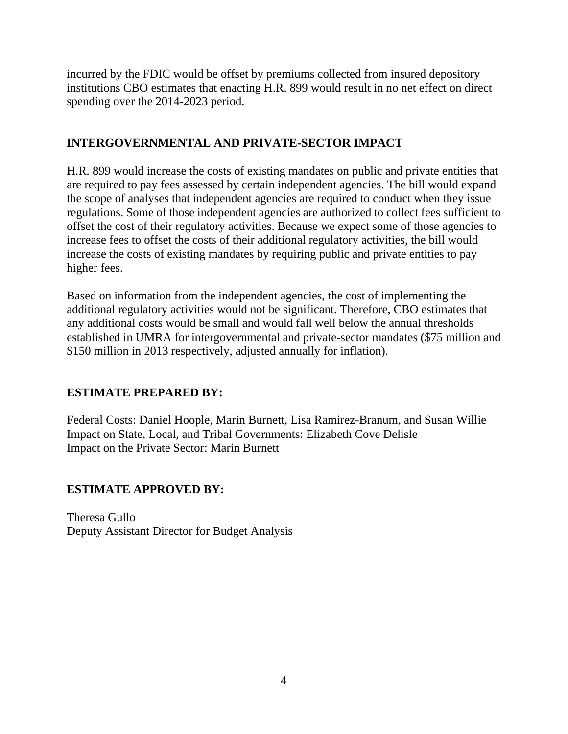incurred by the FDIC would be offset by premiums collected from insured depository institutions CBO estimates that enacting H.R. 899 would result in no net effect on direct spending over the 2014-2023 period.

## INTERGOVERNMENTAL AND PRIVATE-SECTOR IMPACT

H.R. 899 would increase the costs of existing mandates on public and private entities that are required to pay fees assessed by certain independent agencies. The bill would expand the scope of analyses that independent agencies are required to conduct when they issue regulations. Some of those independent agencies are authorized to collect fees sufficient to offset the cost of their regulatory activities. Because we expect some of those agencies to increase fees to offset the costs of their additional regulatory activities, the bill would increase the costs of existing mandates by requiring public and private entities to pay higher fees.

Based on information from the independent agencies, the cost of implementing the additional regulatory activities would not be significant. Therefore, CBO estimates that any additional costs would be small and would fall well below the annual thresholds established in UMRA for intergovernmental and private-sector mandates ($75 million and $150 million in 2013 respectively, adjusted annually for inflation).

## ESTIMATE PREPARED BY:

Federal Costs: Daniel Hoople, Marin Burnett, Lisa Ramirez-Branum, and Susan Willie
Impact on State, Local, and Tribal Governments: Elizabeth Cove Delisle
Impact on the Private Sector: Marin Burnett

## ESTIMATE APPROVED BY:

Theresa Gullo
Deputy Assistant Director for Budget Analysis